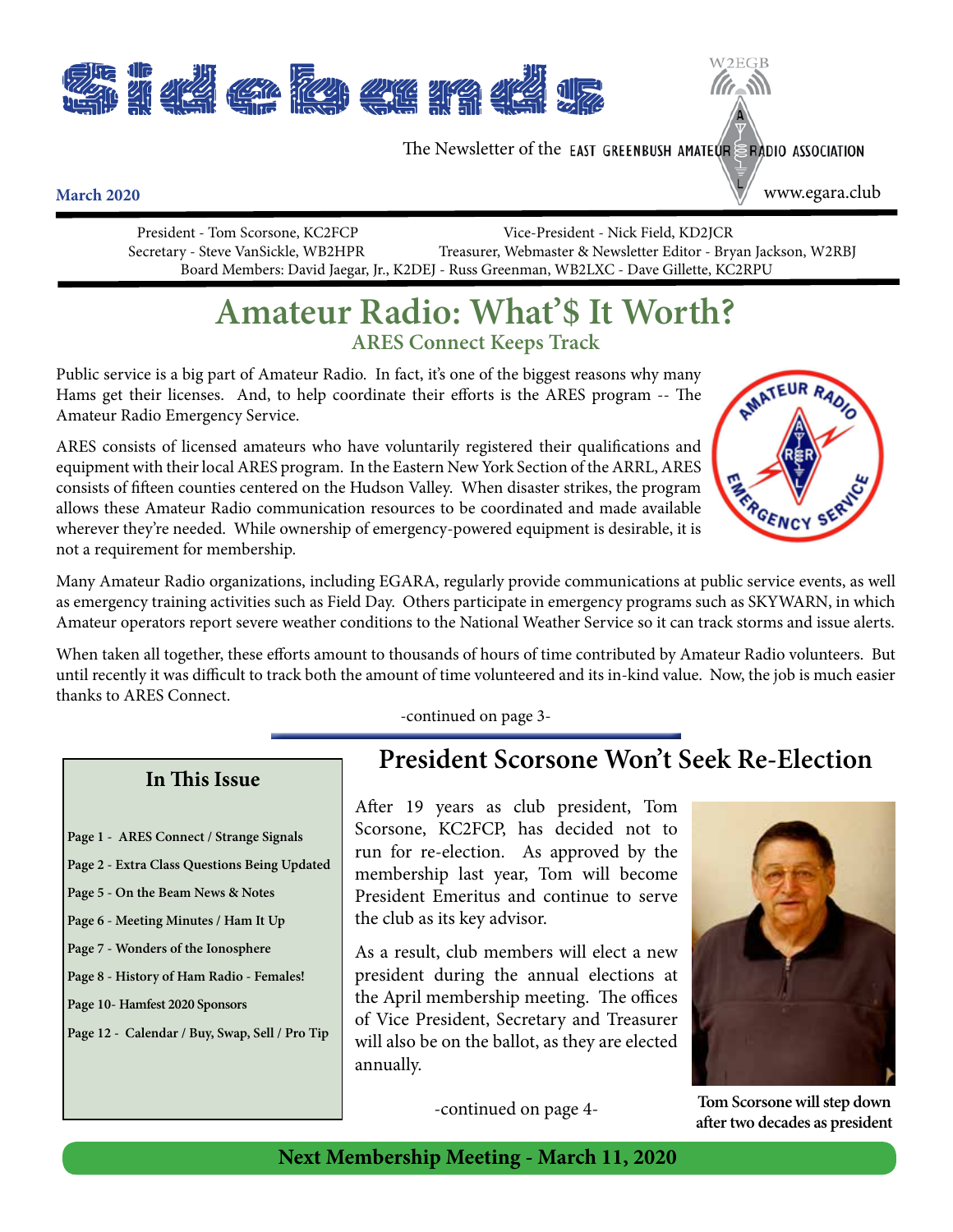# Sidebands

The Newsletter of the EAST GREENBUSH AMATEUR RADIO ASSOCIATION

W2EGB

**March 2020**

www.egara.club

President - Tom Scorsone, KC2FCP  
Vice-President - Nick Field, KD2JCR  
Secretary - Steve VanSickle, WB2HPR  
Treasurer, Webmaster & Newsletter Editor - Bryan Jackson, W2RBJ  
Board Members: David Jaegar, Jr., K2DEJ - Russ Greenman, WB2LXC - Dave Gillette, KC2RPU

# Amateur Radio: What'$ It Worth?

## ARES Connect Keeps Track

Public service is a big part of Amateur Radio. In fact, it's one of the biggest reasons why many Hams get their licenses. And, to help coordinate their efforts is the ARES program -- The Amateur Radio Emergency Service.

ARES consists of licensed amateurs who have voluntarily registered their qualifications and equipment with their local ARES program. In the Eastern New York Section of the ARRL, ARES consists of fifteen counties centered on the Hudson Valley. When disaster strikes, the program allows these Amateur Radio communication resources to be coordinated and made available wherever they're needed. While ownership of emergency-powered equipment is desirable, it is not a requirement for membership.

Many Amateur Radio organizations, including EGARA, regularly provide communications at public service events, as well as emergency training activities such as Field Day. Others participate in emergency programs such as SKYWARN, in which Amateur operators report severe weather conditions to the National Weather Service so it can track storms and issue alerts.

When taken all together, these efforts amount to thousands of hours of time contributed by Amateur Radio volunteers. But until recently it was difficult to track both the amount of time volunteered and its in-kind value. Now, the job is much easier thanks to ARES Connect.

-continued on page 3-

## In This Issue

- Page 1 - ARES Connect / Strange Signals
- Page 2 - Extra Class Questions Being Updated
- Page 5 - On the Beam News & Notes
- Page 6 - Meeting Minutes / Ham It Up
- Page 7 - Wonders of the Ionosphere
- Page 8 - History of Ham Radio - Females!
- Page 10- Hamfest 2020 Sponsors
- Page 12 - Calendar / Buy, Swap, Sell / Pro Tip

# President Scorsone Won't Seek Re-Election

After 19 years as club president, Tom Scorsone, KC2FCP, has decided not to run for re-election. As approved by the membership last year, Tom will become President Emeritus and continue to serve the club as its key advisor.

As a result, club members will elect a new president during the annual elections at the April membership meeting. The offices of Vice President, Secretary and Treasurer will also be on the ballot, as they are elected annually.

-continued on page 4-

Tom Scorsone will step down after two decades as president

**Next Membership Meeting - March 11, 2020**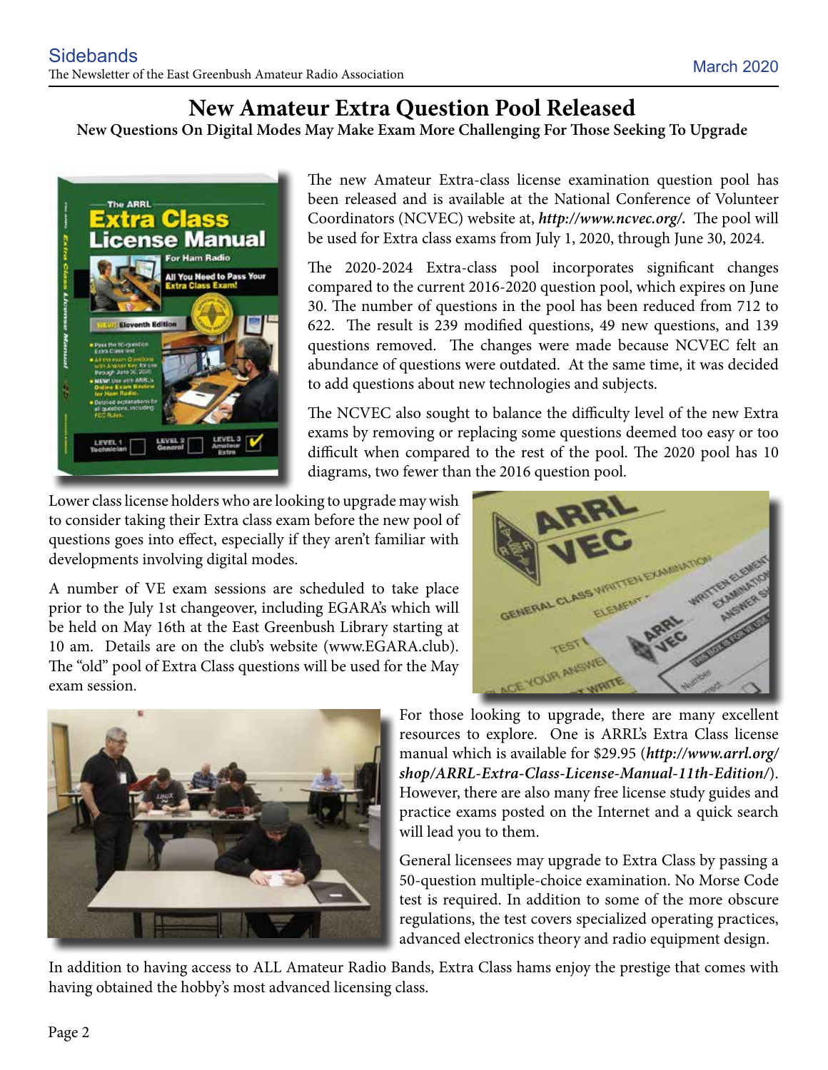# New Amateur Extra Question Pool Released

**New Questions On Digital Modes May Make Exam More Challenging For Those Seeking To Upgrade**

The new Amateur Extra-class license examination question pool has been released and is available at the National Conference of Volunteer Coordinators (NCVEC) website at, ***http://www.ncvec.org/***. The pool will be used for Extra class exams from July 1, 2020, through June 30, 2024.

The 2020-2024 Extra-class pool incorporates significant changes compared to the current 2016-2020 question pool, which expires on June 30. The number of questions in the pool has been reduced from 712 to 622. The result is 239 modified questions, 49 new questions, and 139 questions removed. The changes were made because NCVEC felt an abundance of questions were outdated. At the same time, it was decided to add questions about new technologies and subjects.

The NCVEC also sought to balance the difficulty level of the new Extra exams by removing or replacing some questions deemed too easy or too difficult when compared to the rest of the pool. The 2020 pool has 10 diagrams, two fewer than the 2016 question pool.

Lower class license holders who are looking to upgrade may wish to consider taking their Extra class exam before the new pool of questions goes into effect, especially if they aren't familiar with developments involving digital modes.

A number of VE exam sessions are scheduled to take place prior to the July 1st changeover, including EGARA's which will be held on May 16th at the East Greenbush Library starting at 10 am. Details are on the club's website (www.EGARA.club). The "old" pool of Extra Class questions will be used for the May exam session.

For those looking to upgrade, there are many excellent resources to explore. One is ARRL's Extra Class license manual which is available for $29.95 (***http://www.arrl.org/shop/ARRL-Extra-Class-License-Manual-11th-Edition/***). However, there are also many free license study guides and practice exams posted on the Internet and a quick search will lead you to them.

General licensees may upgrade to Extra Class by passing a 50-question multiple-choice examination. No Morse Code test is required. In addition to some of the more obscure regulations, the test covers specialized operating practices, advanced electronics theory and radio equipment design.

In addition to having access to ALL Amateur Radio Bands, Extra Class hams enjoy the prestige that comes with having obtained the hobby's most advanced licensing class.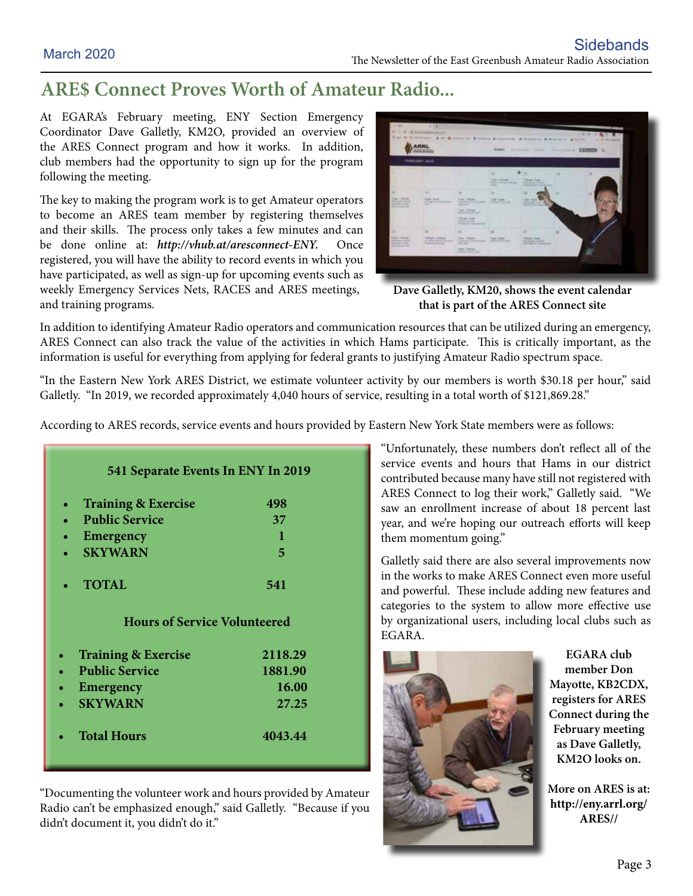# ARE$ Connect Proves Worth of Amateur Radio...

At EGARA's February meeting, ENY Section Emergency Coordinator Dave Galletly, KM2O, provided an overview of the ARES Connect program and how it works. In addition, club members had the opportunity to sign up for the program following the meeting.

The key to making the program work is to get Amateur operators to become an ARES team member by registering themselves and their skills. The process only takes a few minutes and can be done online at: ***http://vhub.at/aresconnect-ENY.*** Once registered, you will have the ability to record events in which you have participated, as well as sign-up for upcoming events such as weekly Emergency Services Nets, RACES and ARES meetings, and training programs.

**Dave Galletly, KM20, shows the event calendar that is part of the ARES Connect site**

In addition to identifying Amateur Radio operators and communication resources that can be utilized during an emergency, ARES Connect can also track the value of the activities in which Hams participate. This is critically important, as the information is useful for everything from applying for federal grants to justifying Amateur Radio spectrum space.

"In the Eastern New York ARES District, we estimate volunteer activity by our members is worth $30.18 per hour," said Galletly. "In 2019, we recorded approximately 4,040 hours of service, resulting in a total worth of $121,869.28."

According to ARES records, service events and hours provided by Eastern New York State members were as follows:

**541 Separate Events In ENY In 2019**

| Category | Events |
|---|---|
| Training & Exercise | 498 |
| Public Service | 37 |
| Emergency | 1 |
| SKYWARN | 5 |
| TOTAL | 541 |

**Hours of Service Volunteered**

| Category | Hours |
|---|---|
| Training & Exercise | 2118.29 |
| Public Service | 1881.90 |
| Emergency | 16.00 |
| SKYWARN | 27.25 |
| Total Hours | 4043.44 |

"Documenting the volunteer work and hours provided by Amateur Radio can't be emphasized enough," said Galletly. "Because if you didn't document it, you didn't do it."

"Unfortunately, these numbers don't reflect all of the service events and hours that Hams in our district contributed because many have still not registered with ARES Connect to log their work," Galletly said. "We saw an enrollment increase of about 18 percent last year, and we're hoping our outreach efforts will keep them momentum going."

Galletly said there are also several improvements now in the works to make ARES Connect even more useful and powerful. These include adding new features and categories to the system to allow more effective use by organizational users, including local clubs such as EGARA.

**EGARA club member Don Mayotte, KB2CDX, registers for ARES Connect during the February meeting as Dave Galletly, KM2O looks on.**

**More on ARES is at: http://eny.arrl.org/ARES//**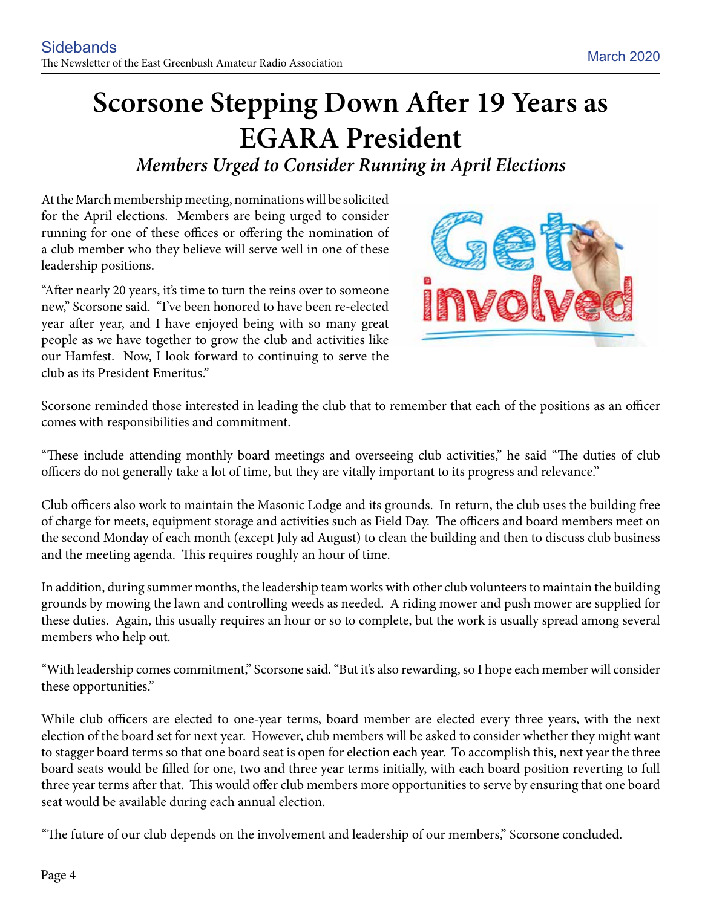# Scorsone Stepping Down After 19 Years as EGARA President

### *Members Urged to Consider Running in April Elections*

At the March membership meeting, nominations will be solicited for the April elections. Members are being urged to consider running for one of these offices or offering the nomination of a club member who they believe will serve well in one of these leadership positions.

"After nearly 20 years, it's time to turn the reins over to someone new," Scorsone said. "I've been honored to have been re-elected year after year, and I have enjoyed being with so many great people as we have together to grow the club and activities like our Hamfest. Now, I look forward to continuing to serve the club as its President Emeritus."

Scorsone reminded those interested in leading the club that to remember that each of the positions as an officer comes with responsibilities and commitment.

"These include attending monthly board meetings and overseeing club activities," he said "The duties of club officers do not generally take a lot of time, but they are vitally important to its progress and relevance."

Club officers also work to maintain the Masonic Lodge and its grounds. In return, the club uses the building free of charge for meets, equipment storage and activities such as Field Day. The officers and board members meet on the second Monday of each month (except July ad August) to clean the building and then to discuss club business and the meeting agenda. This requires roughly an hour of time.

In addition, during summer months, the leadership team works with other club volunteers to maintain the building grounds by mowing the lawn and controlling weeds as needed. A riding mower and push mower are supplied for these duties. Again, this usually requires an hour or so to complete, but the work is usually spread among several members who help out.

"With leadership comes commitment," Scorsone said. "But it's also rewarding, so I hope each member will consider these opportunities."

While club officers are elected to one-year terms, board member are elected every three years, with the next election of the board set for next year. However, club members will be asked to consider whether they might want to stagger board terms so that one board seat is open for election each year. To accomplish this, next year the three board seats would be filled for one, two and three year terms initially, with each board position reverting to full three year terms after that. This would offer club members more opportunities to serve by ensuring that one board seat would be available during each annual election.

"The future of our club depends on the involvement and leadership of our members," Scorsone concluded.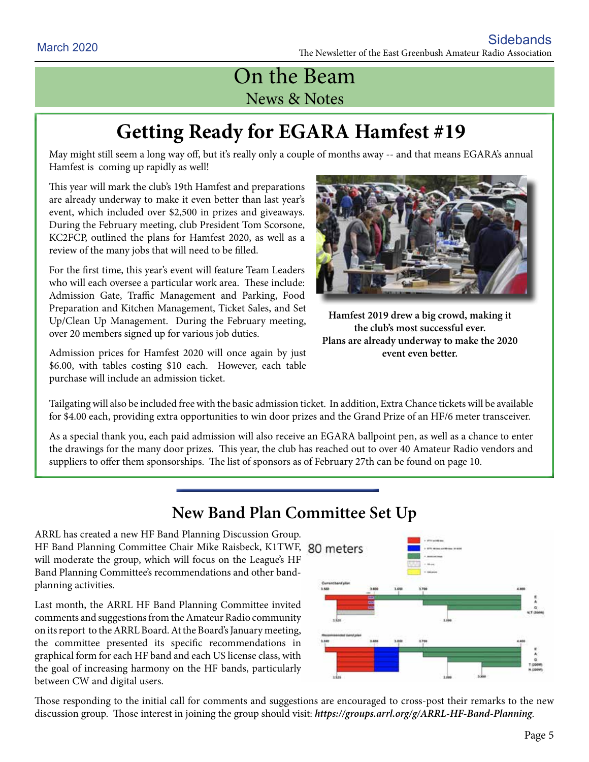# On the Beam

## News & Notes

## Getting Ready for EGARA Hamfest #19

May might still seem a long way off, but it's really only a couple of months away -- and that means EGARA's annual Hamfest is coming up rapidly as well!

This year will mark the club's 19th Hamfest and preparations are already underway to make it even better than last year's event, which included over $2,500 in prizes and giveaways. During the February meeting, club President Tom Scorsone, KC2FCP, outlined the plans for Hamfest 2020, as well as a review of the many jobs that will need to be filled.

For the first time, this year's event will feature Team Leaders who will each oversee a particular work area. These include: Admission Gate, Traffic Management and Parking, Food Preparation and Kitchen Management, Ticket Sales, and Set Up/Clean Up Management. During the February meeting, over 20 members signed up for various job duties.

Admission prices for Hamfest 2020 will once again by just $6.00, with tables costing $10 each. However, each table purchase will include an admission ticket.

**Hamfest 2019 drew a big crowd, making it the club's most successful ever. Plans are already underway to make the 2020 event even better.**

Tailgating will also be included free with the basic admission ticket. In addition, Extra Chance tickets will be available for $4.00 each, providing extra opportunities to win door prizes and the Grand Prize of an HF/6 meter transceiver.

As a special thank you, each paid admission will also receive an EGARA ballpoint pen, as well as a chance to enter the drawings for the many door prizes. This year, the club has reached out to over 40 Amateur Radio vendors and suppliers to offer them sponsorships. The list of sponsors as of February 27th can be found on page 10.

## New Band Plan Committee Set Up

ARRL has created a new HF Band Planning Discussion Group. HF Band Planning Committee Chair Mike Raisbeck, K1TWF, will moderate the group, which will focus on the League's HF Band Planning Committee's recommendations and other band-planning activities.

Last month, the ARRL HF Band Planning Committee invited comments and suggestions from the Amateur Radio community on its report to the ARRL Board. At the Board's January meeting, the committee presented its specific recommendations in graphical form for each HF band and each US license class, with the goal of increasing harmony on the HF bands, particularly between CW and digital users.

Those responding to the initial call for comments and suggestions are encouraged to cross-post their remarks to the new discussion group. Those interest in joining the group should visit: ***https://groups.arrl.org/g/ARRL-HF-Band-Planning***.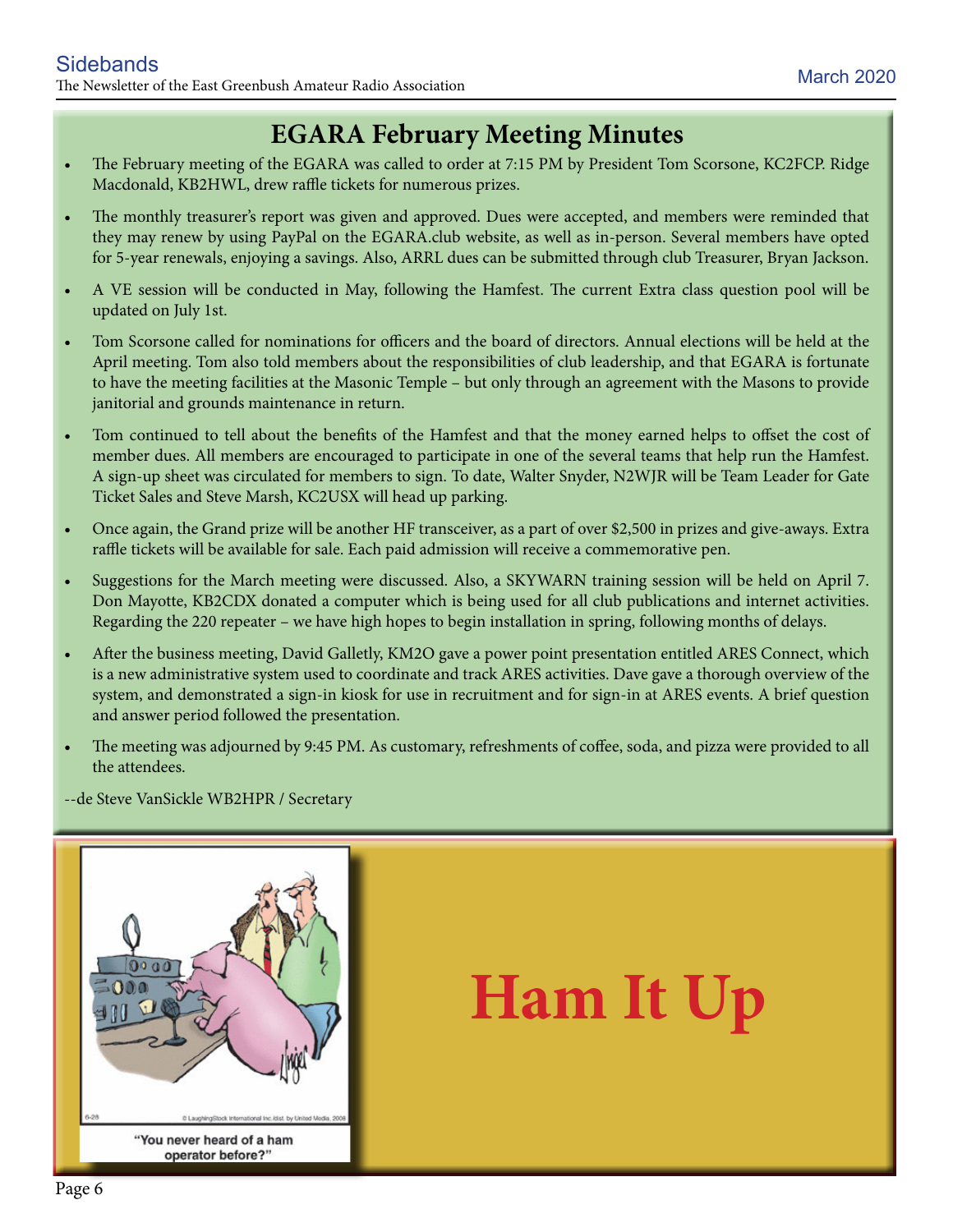# EGARA February Meeting Minutes

- The February meeting of the EGARA was called to order at 7:15 PM by President Tom Scorsone, KC2FCP. Ridge Macdonald, KB2HWL, drew raffle tickets for numerous prizes.
- The monthly treasurer's report was given and approved. Dues were accepted, and members were reminded that they may renew by using PayPal on the EGARA.club website, as well as in-person. Several members have opted for 5-year renewals, enjoying a savings. Also, ARRL dues can be submitted through club Treasurer, Bryan Jackson.
- A VE session will be conducted in May, following the Hamfest. The current Extra class question pool will be updated on July 1st.
- Tom Scorsone called for nominations for officers and the board of directors. Annual elections will be held at the April meeting. Tom also told members about the responsibilities of club leadership, and that EGARA is fortunate to have the meeting facilities at the Masonic Temple – but only through an agreement with the Masons to provide janitorial and grounds maintenance in return.
- Tom continued to tell about the benefits of the Hamfest and that the money earned helps to offset the cost of member dues. All members are encouraged to participate in one of the several teams that help run the Hamfest. A sign-up sheet was circulated for members to sign. To date, Walter Snyder, N2WJR will be Team Leader for Gate Ticket Sales and Steve Marsh, KC2USX will head up parking.
- Once again, the Grand prize will be another HF transceiver, as a part of over $2,500 in prizes and give-aways. Extra raffle tickets will be available for sale. Each paid admission will receive a commemorative pen.
- Suggestions for the March meeting were discussed. Also, a SKYWARN training session will be held on April 7. Don Mayotte, KB2CDX donated a computer which is being used for all club publications and internet activities. Regarding the 220 repeater – we have high hopes to begin installation in spring, following months of delays.
- After the business meeting, David Galletly, KM2O gave a power point presentation entitled ARES Connect, which is a new administrative system used to coordinate and track ARES activities. Dave gave a thorough overview of the system, and demonstrated a sign-in kiosk for use in recruitment and for sign-in at ARES events. A brief question and answer period followed the presentation.
- The meeting was adjourned by 9:45 PM. As customary, refreshments of coffee, soda, and pizza were provided to all the attendees.

--de Steve VanSickle WB2HPR / Secretary

"You never heard of a ham operator before?"

# Ham It Up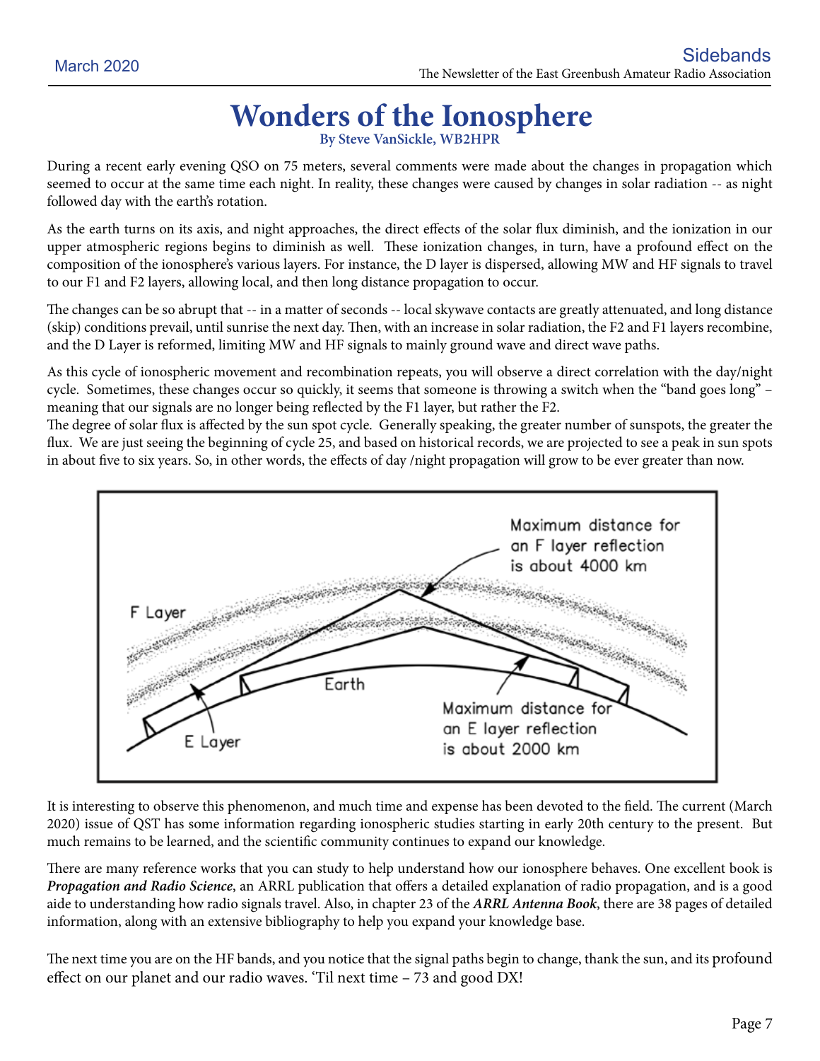# Wonders of the Ionosphere

**By Steve VanSickle, WB2HPR**

During a recent early evening QSO on 75 meters, several comments were made about the changes in propagation which seemed to occur at the same time each night. In reality, these changes were caused by changes in solar radiation -- as night followed day with the earth's rotation.

As the earth turns on its axis, and night approaches, the direct effects of the solar flux diminish, and the ionization in our upper atmospheric regions begins to diminish as well. These ionization changes, in turn, have a profound effect on the composition of the ionosphere's various layers. For instance, the D layer is dispersed, allowing MW and HF signals to travel to our F1 and F2 layers, allowing local, and then long distance propagation to occur.

The changes can be so abrupt that -- in a matter of seconds -- local skywave contacts are greatly attenuated, and long distance (skip) conditions prevail, until sunrise the next day. Then, with an increase in solar radiation, the F2 and F1 layers recombine, and the D Layer is reformed, limiting MW and HF signals to mainly ground wave and direct wave paths.

As this cycle of ionospheric movement and recombination repeats, you will observe a direct correlation with the day/night cycle. Sometimes, these changes occur so quickly, it seems that someone is throwing a switch when the "band goes long" – meaning that our signals are no longer being reflected by the F1 layer, but rather the F2.

The degree of solar flux is affected by the sun spot cycle. Generally speaking, the greater number of sunspots, the greater the flux. We are just seeing the beginning of cycle 25, and based on historical records, we are projected to see a peak in sun spots in about five to six years. So, in other words, the effects of day /night propagation will grow to be ever greater than now.

It is interesting to observe this phenomenon, and much time and expense has been devoted to the field. The current (March 2020) issue of QST has some information regarding ionospheric studies starting in early 20th century to the present. But much remains to be learned, and the scientific community continues to expand our knowledge.

There are many reference works that you can study to help understand how our ionosphere behaves. One excellent book is ***Propagation and Radio Science***, an ARRL publication that offers a detailed explanation of radio propagation, and is a good aide to understanding how radio signals travel. Also, in chapter 23 of the ***ARRL Antenna Book***, there are 38 pages of detailed information, along with an extensive bibliography to help you expand your knowledge base.

The next time you are on the HF bands, and you notice that the signal paths begin to change, thank the sun, and its profound effect on our planet and our radio waves. 'Til next time – 73 and good DX!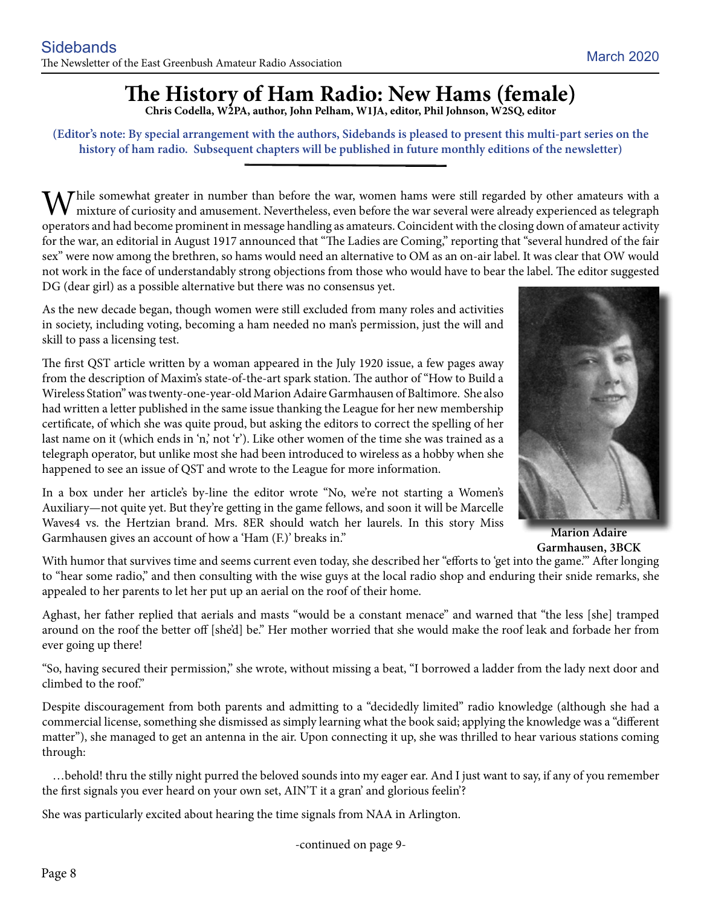# The History of Ham Radio: New Hams (female)

**Chris Codella, W2PA, author, John Pelham, W1JA, editor, Phil Johnson, W2SQ, editor**

**(Editor's note: By special arrangement with the authors, Sidebands is pleased to present this multi-part series on the history of ham radio. Subsequent chapters will be published in future monthly editions of the newsletter)**

While somewhat greater in number than before the war, women hams were still regarded by other amateurs with a mixture of curiosity and amusement. Nevertheless, even before the war several were already experienced as telegraph operators and had become prominent in message handling as amateurs. Coincident with the closing down of amateur activity for the war, an editorial in August 1917 announced that "The Ladies are Coming," reporting that "several hundred of the fair sex" were now among the brethren, so hams would need an alternative to OM as an on-air label. It was clear that OW would not work in the face of understandably strong objections from those who would have to bear the label. The editor suggested DG (dear girl) as a possible alternative but there was no consensus yet.

As the new decade began, though women were still excluded from many roles and activities in society, including voting, becoming a ham needed no man's permission, just the will and skill to pass a licensing test.

The first QST article written by a woman appeared in the July 1920 issue, a few pages away from the description of Maxim's state-of-the-art spark station. The author of "How to Build a Wireless Station" was twenty-one-year-old Marion Adaire Garmhausen of Baltimore. She also had written a letter published in the same issue thanking the League for her new membership certificate, of which she was quite proud, but asking the editors to correct the spelling of her last name on it (which ends in 'n,' not 'r'). Like other women of the time she was trained as a telegraph operator, but unlike most she had been introduced to wireless as a hobby when she happened to see an issue of QST and wrote to the League for more information.

In a box under her article's by-line the editor wrote "No, we're not starting a Women's Auxiliary—not quite yet. But they're getting in the game fellows, and soon it will be Marcelle Waves4 vs. the Hertzian brand. Mrs. 8ER should watch her laurels. In this story Miss Garmhausen gives an account of how a 'Ham (F.)' breaks in."

**Marion Adaire Garmhausen, 3BCK**

With humor that survives time and seems current even today, she described her "efforts to 'get into the game.'" After longing to "hear some radio," and then consulting with the wise guys at the local radio shop and enduring their snide remarks, she appealed to her parents to let her put up an aerial on the roof of their home.

Aghast, her father replied that aerials and masts "would be a constant menace" and warned that "the less [she] tramped around on the roof the better off [she'd] be." Her mother worried that she would make the roof leak and forbade her from ever going up there!

"So, having secured their permission," she wrote, without missing a beat, "I borrowed a ladder from the lady next door and climbed to the roof."

Despite discouragement from both parents and admitting to a "decidedly limited" radio knowledge (although she had a commercial license, something she dismissed as simply learning what the book said; applying the knowledge was a "different matter"), she managed to get an antenna in the air. Upon connecting it up, she was thrilled to hear various stations coming through:

…behold! thru the stilly night purred the beloved sounds into my eager ear. And I just want to say, if any of you remember the first signals you ever heard on your own set, AIN'T it a gran' and glorious feelin'?

She was particularly excited about hearing the time signals from NAA in Arlington.

-continued on page 9-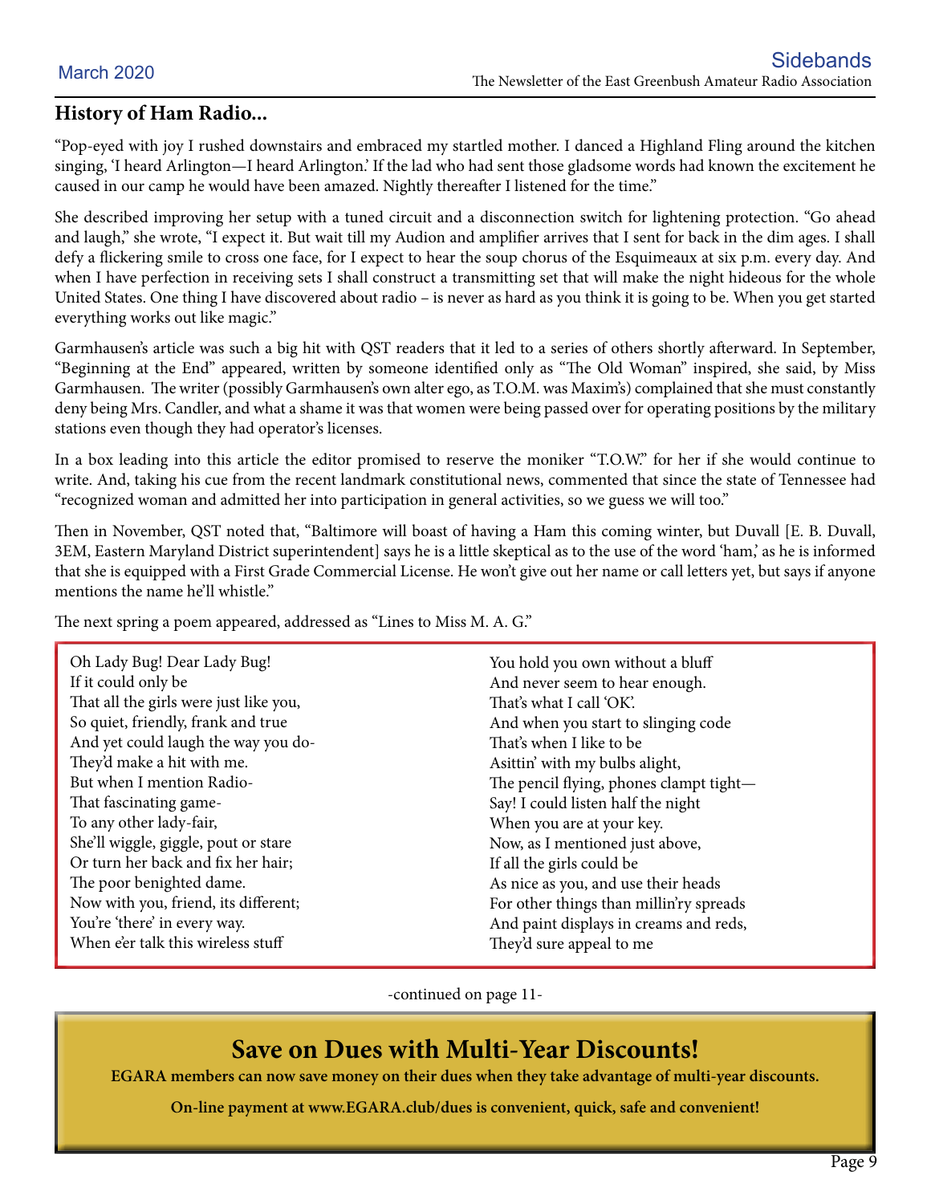## History of Ham Radio...

"Pop-eyed with joy I rushed downstairs and embraced my startled mother. I danced a Highland Fling around the kitchen singing, 'I heard Arlington—I heard Arlington.' If the lad who had sent those gladsome words had known the excitement he caused in our camp he would have been amazed. Nightly thereafter I listened for the time."

She described improving her setup with a tuned circuit and a disconnection switch for lightening protection. "Go ahead and laugh," she wrote, "I expect it. But wait till my Audion and amplifier arrives that I sent for back in the dim ages. I shall defy a flickering smile to cross one face, for I expect to hear the soup chorus of the Esquimeaux at six p.m. every day. And when I have perfection in receiving sets I shall construct a transmitting set that will make the night hideous for the whole United States. One thing I have discovered about radio – is never as hard as you think it is going to be. When you get started everything works out like magic."

Garmhausen's article was such a big hit with QST readers that it led to a series of others shortly afterward. In September, "Beginning at the End" appeared, written by someone identified only as "The Old Woman" inspired, she said, by Miss Garmhausen. The writer (possibly Garmhausen's own alter ego, as T.O.M. was Maxim's) complained that she must constantly deny being Mrs. Candler, and what a shame it was that women were being passed over for operating positions by the military stations even though they had operator's licenses.

In a box leading into this article the editor promised to reserve the moniker "T.O.W." for her if she would continue to write. And, taking his cue from the recent landmark constitutional news, commented that since the state of Tennessee had "recognized woman and admitted her into participation in general activities, so we guess we will too."

Then in November, QST noted that, "Baltimore will boast of having a Ham this coming winter, but Duvall [E. B. Duvall, 3EM, Eastern Maryland District superintendent] says he is a little skeptical as to the use of the word 'ham,' as he is informed that she is equipped with a First Grade Commercial License. He won't give out her name or call letters yet, but says if anyone mentions the name he'll whistle."

The next spring a poem appeared, addressed as "Lines to Miss M. A. G."

Oh Lady Bug! Dear Lady Bug!
If it could only be
That all the girls were just like you,
So quiet, friendly, frank and true
And yet could laugh the way you do-
They'd make a hit with me.
But when I mention Radio-
That fascinating game-
To any other lady-fair,
She'll wiggle, giggle, pout or stare
Or turn her back and fix her hair;
The poor benighted dame.
Now with you, friend, its different;
You're 'there' in every way.
When e'er talk this wireless stuff
You hold you own without a bluff
And never seem to hear enough.
That's what I call 'OK'.
And when you start to slinging code
That's when I like to be
Asittin' with my bulbs alight,
The pencil flying, phones clampt tight—
Say! I could listen half the night
When you are at your key.
Now, as I mentioned just above,
If all the girls could be
As nice as you, and use their heads
For other things than millin'ry spreads
And paint displays in creams and reds,
They'd sure appeal to me

-continued on page 11-

## Save on Dues with Multi-Year Discounts!

**EGARA members can now save money on their dues when they take advantage of multi-year discounts.**

**On-line payment at www.EGARA.club/dues is convenient, quick, safe and convenient!**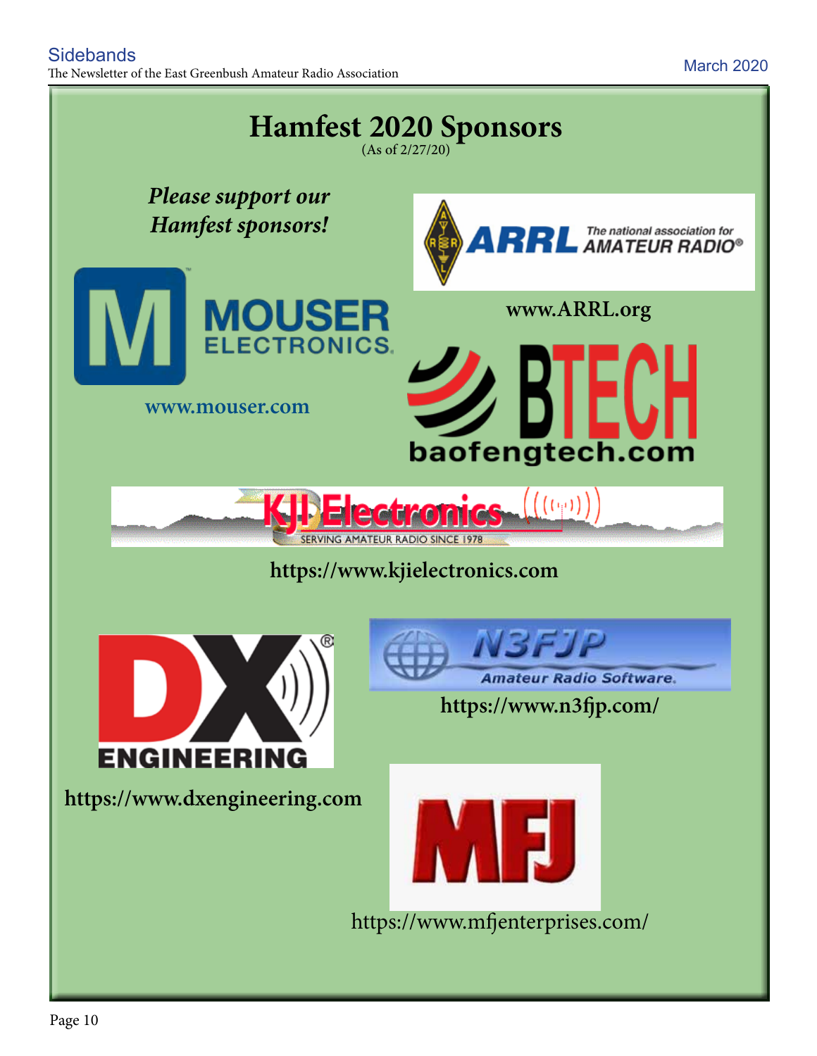# Hamfest 2020 Sponsors

(As of 2/27/20)

*Please support our Hamfest sponsors!*

ARRL The national association for AMATEUR RADIO®

www.ARRL.org

MOUSER ELECTRONICS

www.mouser.com

BTECH

baofengtech.com

KJI Electronics

SERVING AMATEUR RADIO SINCE 1978

https://www.kjielectronics.com

DX ENGINEERING

https://www.dxengineering.com

N3FJP

Amateur Radio Software.

https://www.n3fjp.com/

MFJ

https://www.mfjenterprises.com/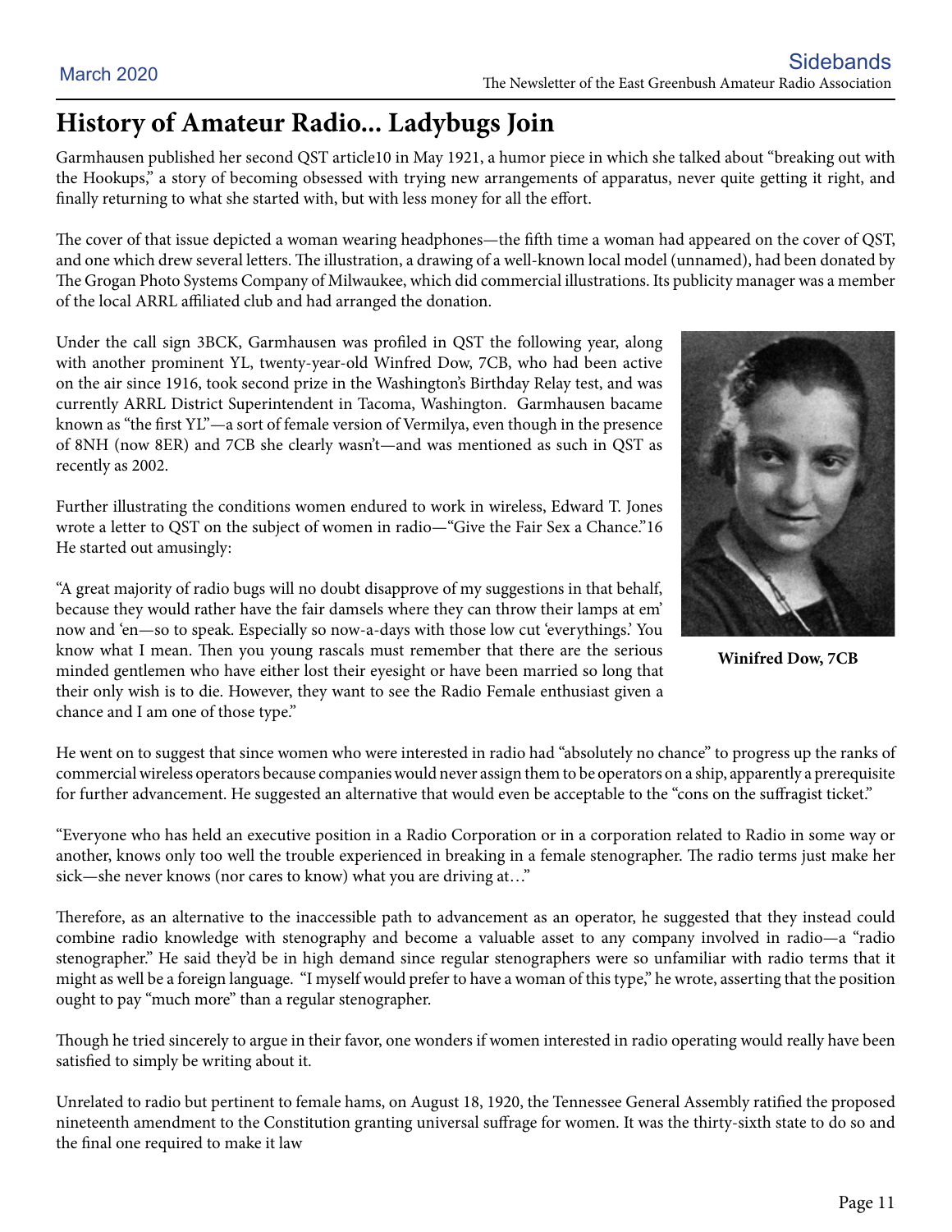# History of Amateur Radio... Ladybugs Join

Garmhausen published her second QST article10 in May 1921, a humor piece in which she talked about "breaking out with the Hookups," a story of becoming obsessed with trying new arrangements of apparatus, never quite getting it right, and finally returning to what she started with, but with less money for all the effort.

The cover of that issue depicted a woman wearing headphones—the fifth time a woman had appeared on the cover of QST, and one which drew several letters. The illustration, a drawing of a well-known local model (unnamed), had been donated by The Grogan Photo Systems Company of Milwaukee, which did commercial illustrations. Its publicity manager was a member of the local ARRL affiliated club and had arranged the donation.

Under the call sign 3BCK, Garmhausen was profiled in QST the following year, along with another prominent YL, twenty-year-old Winfred Dow, 7CB, who had been active on the air since 1916, took second prize in the Washington's Birthday Relay test, and was currently ARRL District Superintendent in Tacoma, Washington. Garmhausen bacame known as "the first YL"—a sort of female version of Vermilya, even though in the presence of 8NH (now 8ER) and 7CB she clearly wasn't—and was mentioned as such in QST as recently as 2002.

**Winifred Dow, 7CB**

Further illustrating the conditions women endured to work in wireless, Edward T. Jones wrote a letter to QST on the subject of women in radio—"Give the Fair Sex a Chance."16 He started out amusingly:

"A great majority of radio bugs will no doubt disapprove of my suggestions in that behalf, because they would rather have the fair damsels where they can throw their lamps at em' now and 'en—so to speak. Especially so now-a-days with those low cut 'everythings.' You know what I mean. Then you young rascals must remember that there are the serious minded gentlemen who have either lost their eyesight or have been married so long that their only wish is to die. However, they want to see the Radio Female enthusiast given a chance and I am one of those type."

He went on to suggest that since women who were interested in radio had "absolutely no chance" to progress up the ranks of commercial wireless operators because companies would never assign them to be operators on a ship, apparently a prerequisite for further advancement. He suggested an alternative that would even be acceptable to the "cons on the suffragist ticket."

"Everyone who has held an executive position in a Radio Corporation or in a corporation related to Radio in some way or another, knows only too well the trouble experienced in breaking in a female stenographer. The radio terms just make her sick—she never knows (nor cares to know) what you are driving at…"

Therefore, as an alternative to the inaccessible path to advancement as an operator, he suggested that they instead could combine radio knowledge with stenography and become a valuable asset to any company involved in radio—a "radio stenographer." He said they'd be in high demand since regular stenographers were so unfamiliar with radio terms that it might as well be a foreign language. "I myself would prefer to have a woman of this type," he wrote, asserting that the position ought to pay "much more" than a regular stenographer.

Though he tried sincerely to argue in their favor, one wonders if women interested in radio operating would really have been satisfied to simply be writing about it.

Unrelated to radio but pertinent to female hams, on August 18, 1920, the Tennessee General Assembly ratified the proposed nineteenth amendment to the Constitution granting universal suffrage for women. It was the thirty-sixth state to do so and the final one required to make it law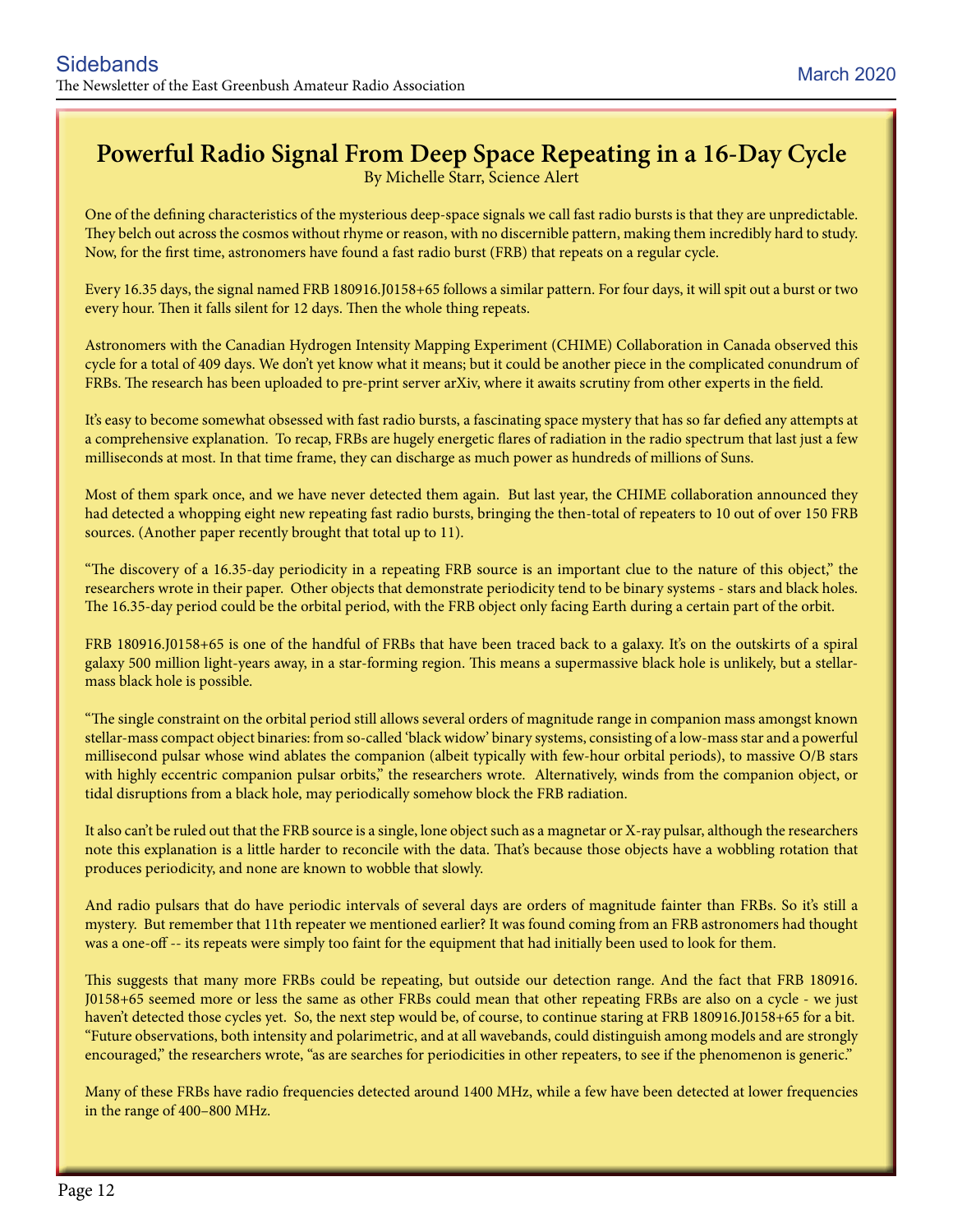# Powerful Radio Signal From Deep Space Repeating in a 16-Day Cycle

By Michelle Starr, Science Alert

One of the defining characteristics of the mysterious deep-space signals we call fast radio bursts is that they are unpredictable. They belch out across the cosmos without rhyme or reason, with no discernible pattern, making them incredibly hard to study. Now, for the first time, astronomers have found a fast radio burst (FRB) that repeats on a regular cycle.

Every 16.35 days, the signal named FRB 180916.J0158+65 follows a similar pattern. For four days, it will spit out a burst or two every hour. Then it falls silent for 12 days. Then the whole thing repeats.

Astronomers with the Canadian Hydrogen Intensity Mapping Experiment (CHIME) Collaboration in Canada observed this cycle for a total of 409 days. We don't yet know what it means; but it could be another piece in the complicated conundrum of FRBs. The research has been uploaded to pre-print server arXiv, where it awaits scrutiny from other experts in the field.

It's easy to become somewhat obsessed with fast radio bursts, a fascinating space mystery that has so far defied any attempts at a comprehensive explanation. To recap, FRBs are hugely energetic flares of radiation in the radio spectrum that last just a few milliseconds at most. In that time frame, they can discharge as much power as hundreds of millions of Suns.

Most of them spark once, and we have never detected them again. But last year, the CHIME collaboration announced they had detected a whopping eight new repeating fast radio bursts, bringing the then-total of repeaters to 10 out of over 150 FRB sources. (Another paper recently brought that total up to 11).

"The discovery of a 16.35-day periodicity in a repeating FRB source is an important clue to the nature of this object," the researchers wrote in their paper. Other objects that demonstrate periodicity tend to be binary systems - stars and black holes. The 16.35-day period could be the orbital period, with the FRB object only facing Earth during a certain part of the orbit.

FRB 180916.J0158+65 is one of the handful of FRBs that have been traced back to a galaxy. It's on the outskirts of a spiral galaxy 500 million light-years away, in a star-forming region. This means a supermassive black hole is unlikely, but a stellar-mass black hole is possible.

"The single constraint on the orbital period still allows several orders of magnitude range in companion mass amongst known stellar-mass compact object binaries: from so-called 'black widow' binary systems, consisting of a low-mass star and a powerful millisecond pulsar whose wind ablates the companion (albeit typically with few-hour orbital periods), to massive O/B stars with highly eccentric companion pulsar orbits," the researchers wrote. Alternatively, winds from the companion object, or tidal disruptions from a black hole, may periodically somehow block the FRB radiation.

It also can't be ruled out that the FRB source is a single, lone object such as a magnetar or X-ray pulsar, although the researchers note this explanation is a little harder to reconcile with the data. That's because those objects have a wobbling rotation that produces periodicity, and none are known to wobble that slowly.

And radio pulsars that do have periodic intervals of several days are orders of magnitude fainter than FRBs. So it's still a mystery. But remember that 11th repeater we mentioned earlier? It was found coming from an FRB astronomers had thought was a one-off -- its repeats were simply too faint for the equipment that had initially been used to look for them.

This suggests that many more FRBs could be repeating, but outside our detection range. And the fact that FRB 180916.J0158+65 seemed more or less the same as other FRBs could mean that other repeating FRBs are also on a cycle - we just haven't detected those cycles yet. So, the next step would be, of course, to continue staring at FRB 180916.J0158+65 for a bit. "Future observations, both intensity and polarimetric, and at all wavebands, could distinguish among models and are strongly encouraged," the researchers wrote, "as are searches for periodicities in other repeaters, to see if the phenomenon is generic."

Many of these FRBs have radio frequencies detected around 1400 MHz, while a few have been detected at lower frequencies in the range of 400–800 MHz.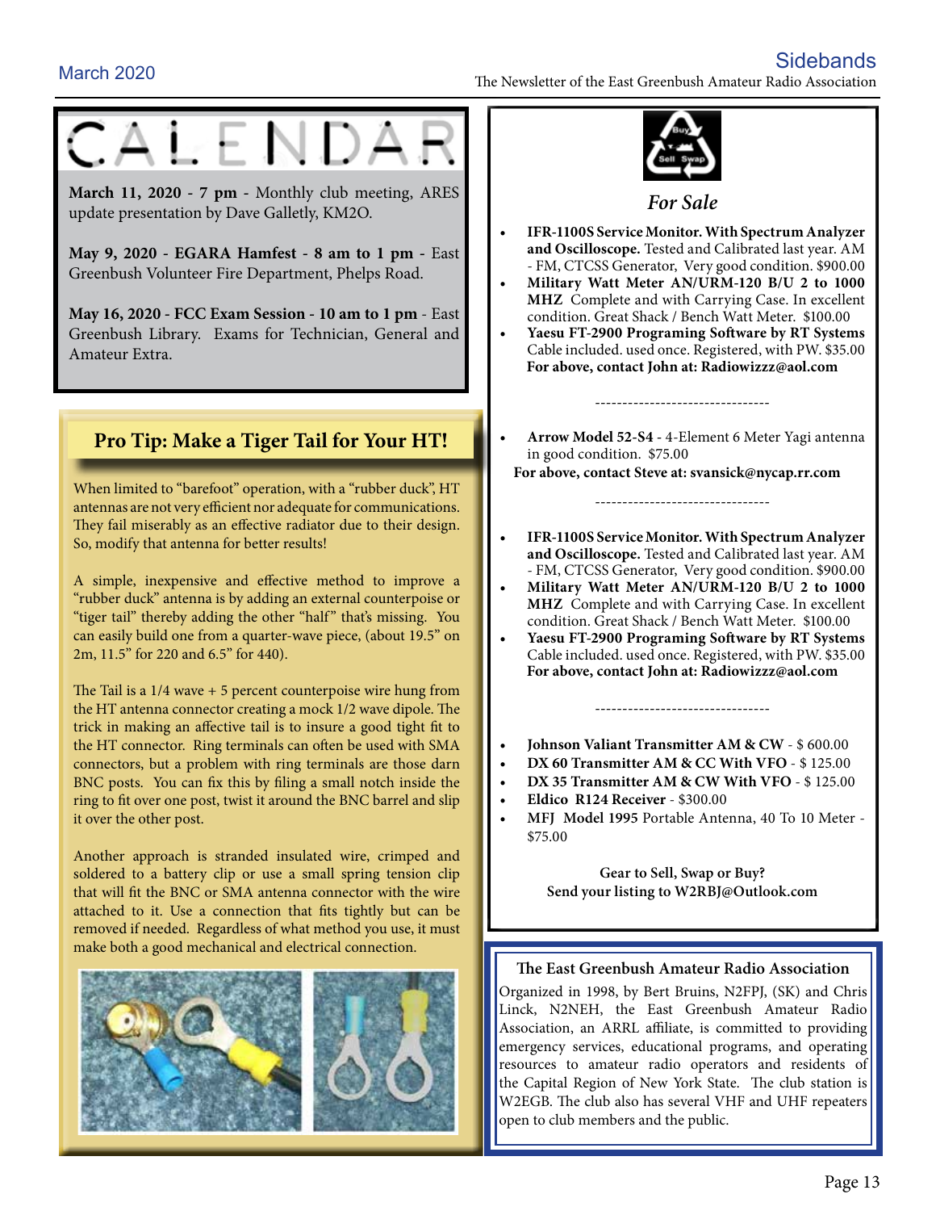# CALENDAR

**March 11, 2020 - 7 pm** - Monthly club meeting, ARES update presentation by Dave Galletly, KM2O.

**May 9, 2020 - EGARA Hamfest - 8 am to 1 pm** - East Greenbush Volunteer Fire Department, Phelps Road.

**May 16, 2020 - FCC Exam Session - 10 am to 1 pm** - East Greenbush Library. Exams for Technician, General and Amateur Extra.

## Pro Tip: Make a Tiger Tail for Your HT!

When limited to "barefoot" operation, with a "rubber duck", HT antennas are not very efficient nor adequate for communications. They fail miserably as an effective radiator due to their design. So, modify that antenna for better results!

A simple, inexpensive and effective method to improve a "rubber duck" antenna is by adding an external counterpoise or "tiger tail" thereby adding the other "half" that's missing. You can easily build one from a quarter-wave piece, (about 19.5" on 2m, 11.5" for 220 and 6.5" for 440).

The Tail is a 1/4 wave + 5 percent counterpoise wire hung from the HT antenna connector creating a mock 1/2 wave dipole. The trick in making an affective tail is to insure a good tight fit to the HT connector. Ring terminals can often be used with SMA connectors, but a problem with ring terminals are those darn BNC posts. You can fix this by filing a small notch inside the ring to fit over one post, twist it around the BNC barrel and slip it over the other post.

Another approach is stranded insulated wire, crimped and soldered to a battery clip or use a small spring tension clip that will fit the BNC or SMA antenna connector with the wire attached to it. Use a connection that fits tightly but can be removed if needed. Regardless of what method you use, it must make both a good mechanical and electrical connection.

## *For Sale*

- **IFR-1100S Service Monitor. With Spectrum Analyzer and Oscilloscope.** Tested and Calibrated last year. AM - FM, CTCSS Generator, Very good condition. $900.00
- **Military Watt Meter AN/URM-120 B/U 2 to 1000 MHZ** Complete and with Carrying Case. In excellent condition. Great Shack / Bench Watt Meter. $100.00
- **Yaesu FT-2900 Programing Software by RT Systems** Cable included. used once. Registered, with PW. $35.00

**For above, contact John at: Radiowizzz@aol.com**

--------------------------------

- **Arrow Model 52-S4** - 4-Element 6 Meter Yagi antenna in good condition. $75.00

**For above, contact Steve at: svansick@nycap.rr.com**

--------------------------------

- **IFR-1100S Service Monitor. With Spectrum Analyzer and Oscilloscope.** Tested and Calibrated last year. AM - FM, CTCSS Generator, Very good condition. $900.00
- **Military Watt Meter AN/URM-120 B/U 2 to 1000 MHZ** Complete and with Carrying Case. In excellent condition. Great Shack / Bench Watt Meter. $100.00
- **Yaesu FT-2900 Programing Software by RT Systems** Cable included. used once. Registered, with PW. $35.00

**For above, contact John at: Radiowizzz@aol.com**

--------------------------------

- **Johnson Valiant Transmitter AM & CW** - $ 600.00
- **DX 60 Transmitter AM & CC With VFO** - $ 125.00
- **DX 35 Transmitter AM & CW With VFO** - $ 125.00
- **Eldico R124 Receiver** - $300.00
- **MFJ Model 1995** Portable Antenna, 40 To 10 Meter - $75.00

**Gear to Sell, Swap or Buy?**
**Send your listing to W2RBJ@Outlook.com**

### The East Greenbush Amateur Radio Association

Organized in 1998, by Bert Bruins, N2FPJ, (SK) and Chris Linck, N2NEH, the East Greenbush Amateur Radio Association, an ARRL affiliate, is committed to providing emergency services, educational programs, and operating resources to amateur radio operators and residents of the Capital Region of New York State. The club station is W2EGB. The club also has several VHF and UHF repeaters open to club members and the public.